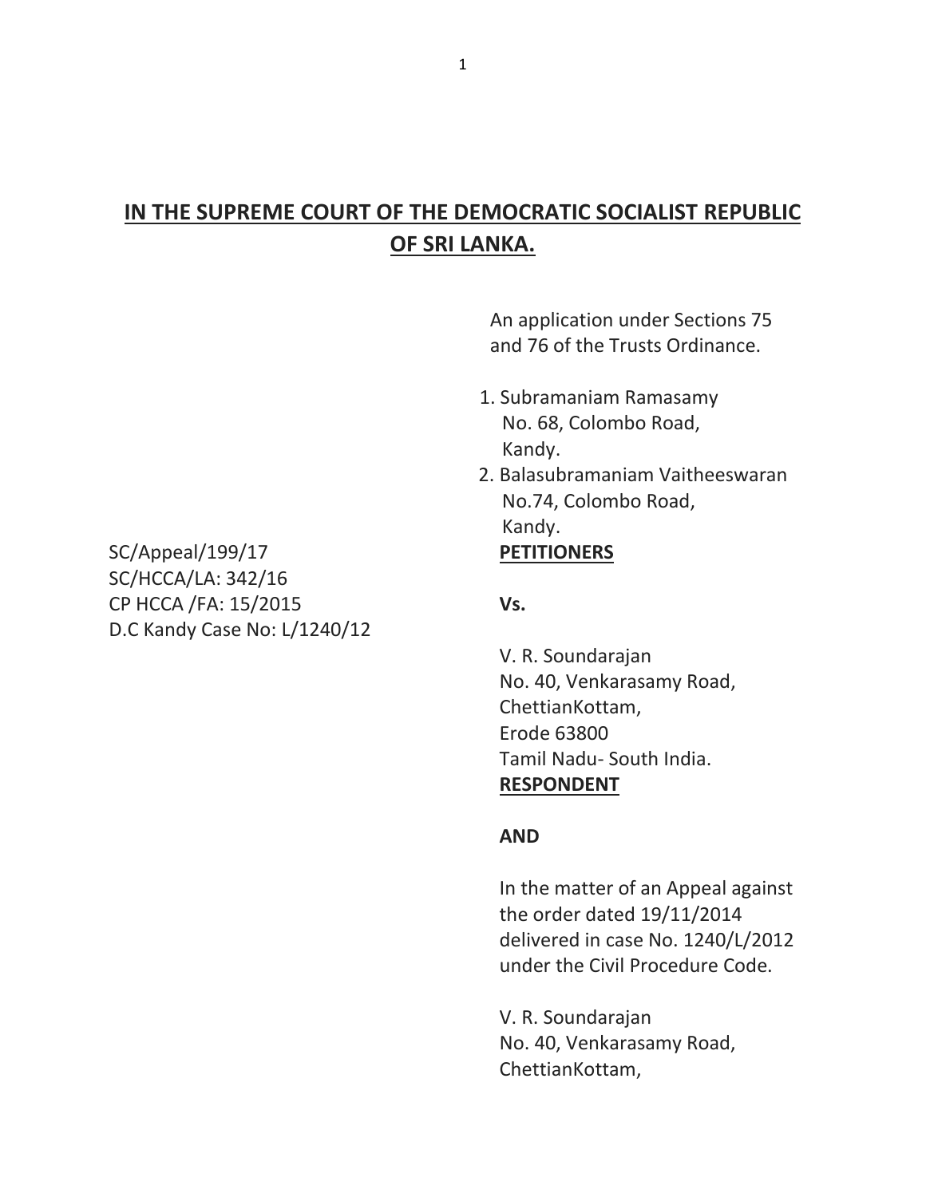# IN THE SUPREME COURT OF THE DEMOCRATIC SOCIALIST REPUBLIC OF SRI LANKA.

An application under Sections 75 and 76 of the Trusts Ordinance.

1. Subramaniam Ramasamy
   No. 68, Colombo Road,
   Kandy.
2. Balasubramaniam Vaitheeswaran
   No.74, Colombo Road,
   Kandy.

**PETITIONERS**

SC/Appeal/199/17
SC/HCCA/LA: 342/16
CP HCCA /FA: 15/2015
D.C Kandy Case No: L/1240/12

**Vs.**

V. R. Soundarajan
No. 40, Venkarasamy Road,
ChettianKottam,
Erode 63800
Tamil Nadu- South India.

**RESPONDENT**

**AND**

In the matter of an Appeal against the order dated 19/11/2014 delivered in case No. 1240/L/2012 under the Civil Procedure Code.

V. R. Soundarajan
No. 40, Venkarasamy Road,
ChettianKottam,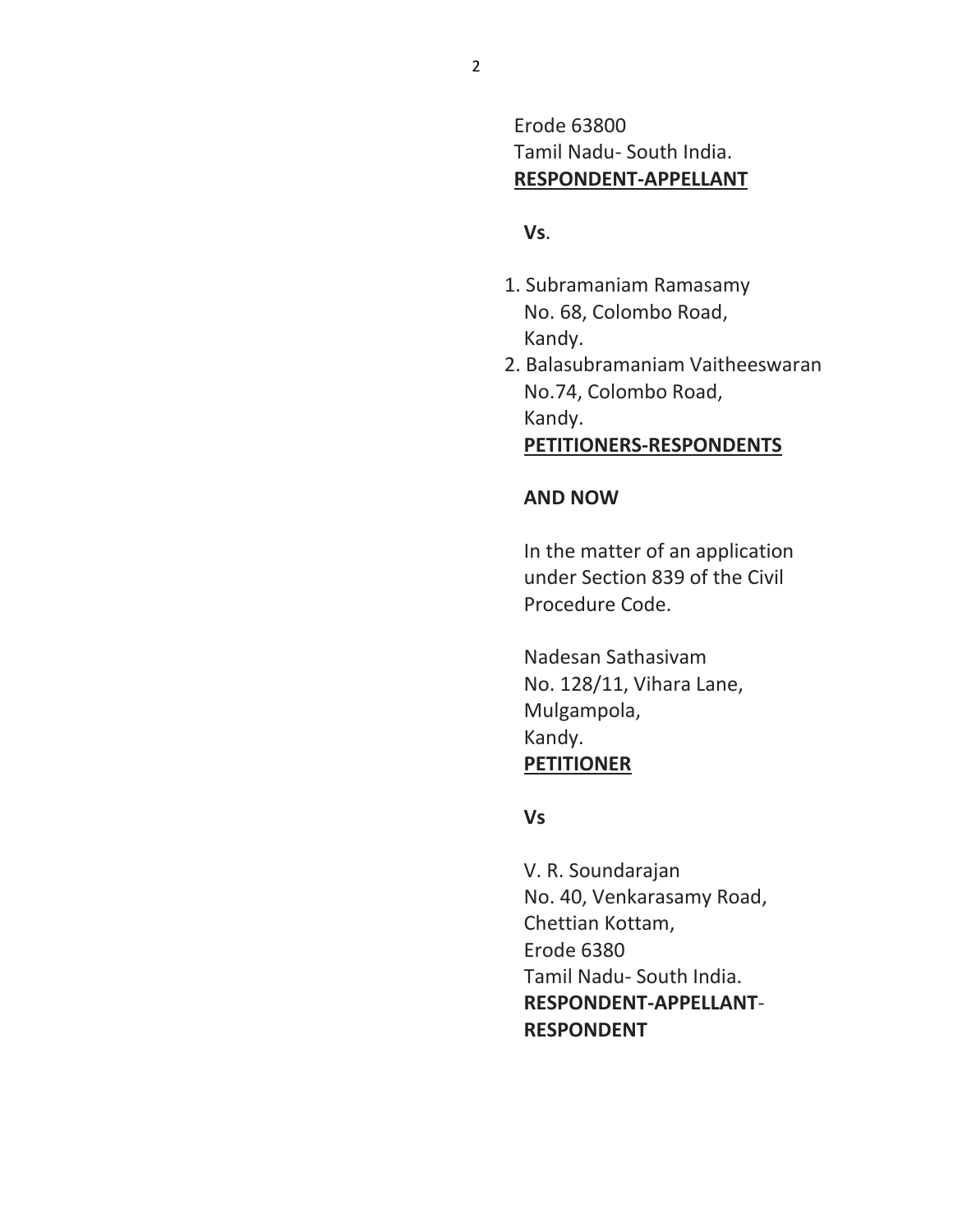Erode 63800
Tamil Nadu- South India.
**RESPONDENT-APPELLANT**

**Vs**.

1. Subramaniam Ramasamy
   No. 68, Colombo Road,
   Kandy.
2. Balasubramaniam Vaitheeswaran
   No.74, Colombo Road,
   Kandy.

**PETITIONERS-RESPONDENTS**

**AND NOW**

In the matter of an application under Section 839 of the Civil Procedure Code.

Nadesan Sathasivam
No. 128/11, Vihara Lane,
Mulgampola,
Kandy.
**PETITIONER**

**Vs**

V. R. Soundarajan
No. 40, Venkarasamy Road,
Chettian Kottam,
Erode 6380
Tamil Nadu- South India.
**RESPONDENT-APPELLANT-RESPONDENT**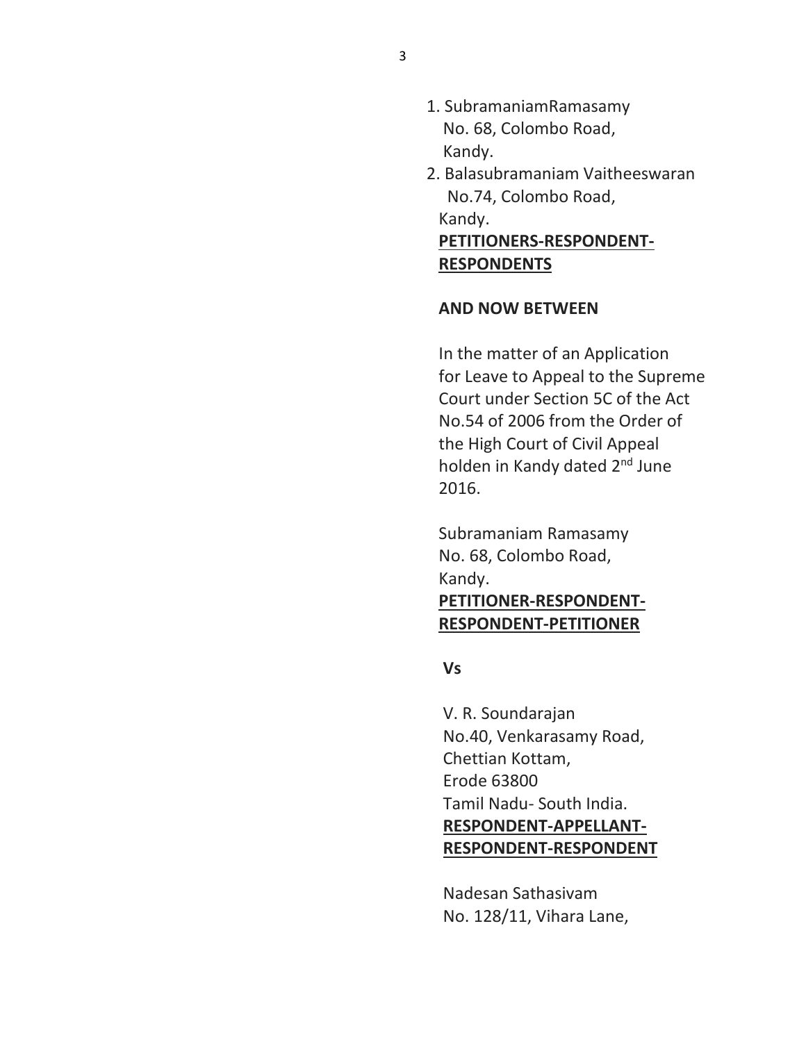1. SubramaniamRamasamy
   No. 68, Colombo Road,
   Kandy.
2. Balasubramaniam Vaitheeswaran
   No.74, Colombo Road,
   Kandy.

**PETITIONERS-RESPONDENT-RESPONDENTS**

**AND NOW BETWEEN**

In the matter of an Application for Leave to Appeal to the Supreme Court under Section 5C of the Act No.54 of 2006 from the Order of the High Court of Civil Appeal holden in Kandy dated 2nd June 2016.

Subramaniam Ramasamy
No. 68, Colombo Road,
Kandy.

**PETITIONER-RESPONDENT-RESPONDENT-PETITIONER**

**Vs**

V. R. Soundarajan
No.40, Venkarasamy Road,
Chettian Kottam,
Erode 63800
Tamil Nadu- South India.

**RESPONDENT-APPELLANT-RESPONDENT-RESPONDENT**

Nadesan Sathasivam
No. 128/11, Vihara Lane,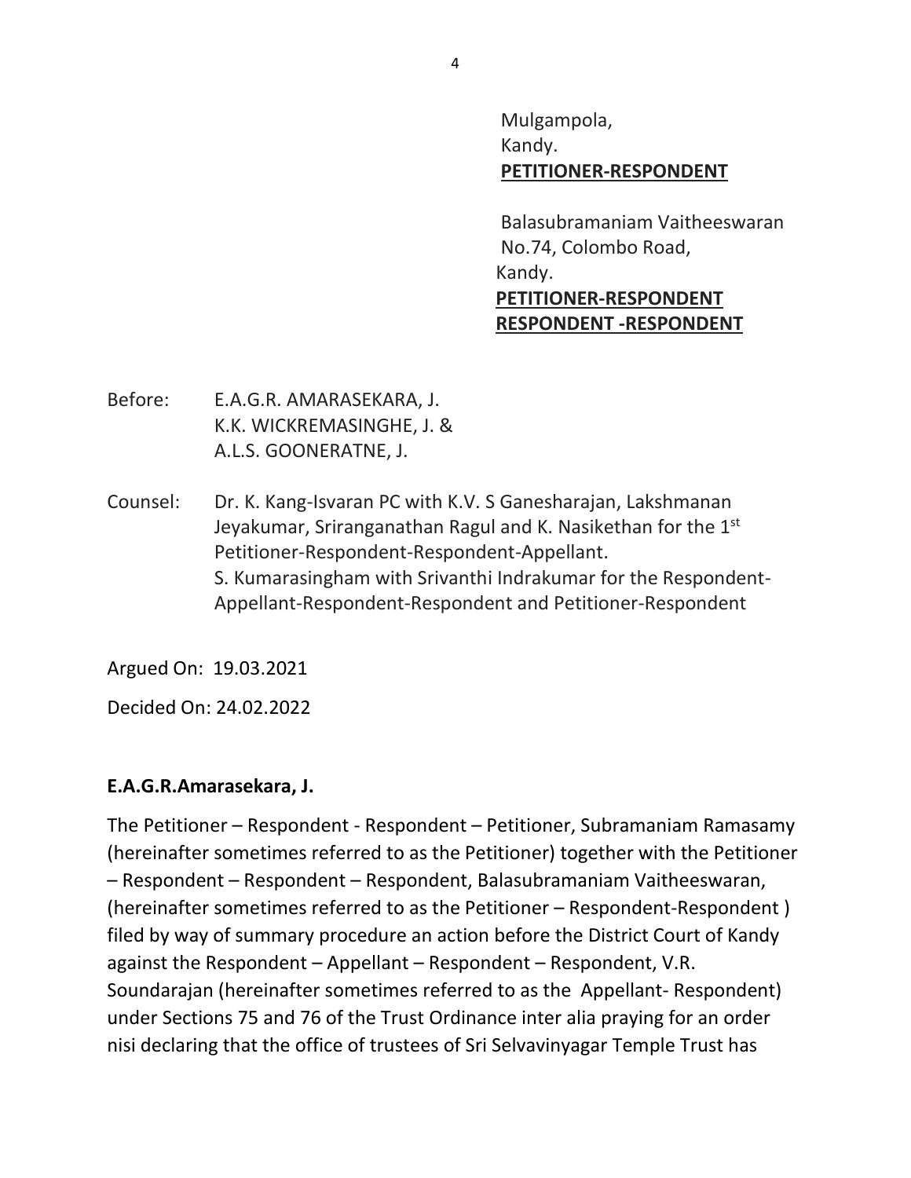Mulgampola,
Kandy.
**PETITIONER-RESPONDENT**

Balasubramaniam Vaitheeswaran
No.74, Colombo Road,
Kandy.
**PETITIONER-RESPONDENT**
**RESPONDENT -RESPONDENT**

Before: E.A.G.R. AMARASEKARA, J.
K.K. WICKREMASINGHE, J. &
A.L.S. GOONERATNE, J.

Counsel: Dr. K. Kang-Isvaran PC with K.V. S Ganesharajan, Lakshmanan Jeyakumar, Sriranganathan Ragul and K. Nasikethan for the 1[st] Petitioner-Respondent-Respondent-Appellant.
S. Kumarasingham with Srivanthi Indrakumar for the Respondent-Appellant-Respondent-Respondent and Petitioner-Respondent

Argued On: 19.03.2021

Decided On: 24.02.2022

**E.A.G.R.Amarasekara, J.**

The Petitioner – Respondent - Respondent – Petitioner, Subramaniam Ramasamy (hereinafter sometimes referred to as the Petitioner) together with the Petitioner – Respondent – Respondent – Respondent, Balasubramaniam Vaitheeswaran, (hereinafter sometimes referred to as the Petitioner – Respondent-Respondent ) filed by way of summary procedure an action before the District Court of Kandy against the Respondent – Appellant – Respondent – Respondent, V.R. Soundarajan (hereinafter sometimes referred to as the Appellant- Respondent) under Sections 75 and 76 of the Trust Ordinance inter alia praying for an order nisi declaring that the office of trustees of Sri Selvavinyagar Temple Trust has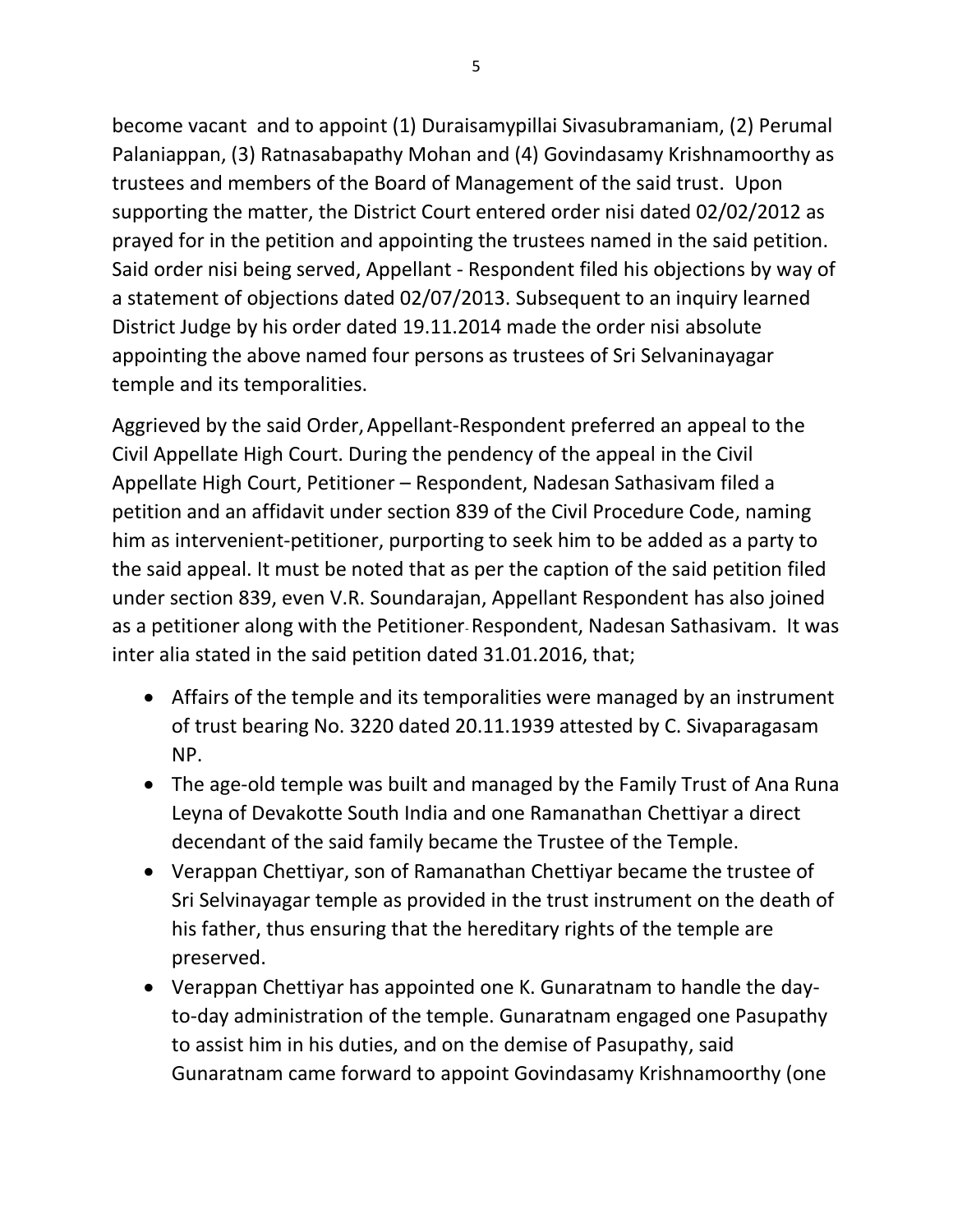become vacant and to appoint (1) Duraisamypillai Sivasubramaniam, (2) Perumal Palaniappan, (3) Ratnasabapathy Mohan and (4) Govindasamy Krishnamoorthy as trustees and members of the Board of Management of the said trust. Upon supporting the matter, the District Court entered order nisi dated 02/02/2012 as prayed for in the petition and appointing the trustees named in the said petition. Said order nisi being served, Appellant - Respondent filed his objections by way of a statement of objections dated 02/07/2013. Subsequent to an inquiry learned District Judge by his order dated 19.11.2014 made the order nisi absolute appointing the above named four persons as trustees of Sri Selvaninayagar temple and its temporalities.

Aggrieved by the said Order, Appellant-Respondent preferred an appeal to the Civil Appellate High Court. During the pendency of the appeal in the Civil Appellate High Court, Petitioner – Respondent, Nadesan Sathasivam filed a petition and an affidavit under section 839 of the Civil Procedure Code, naming him as intervenient-petitioner, purporting to seek him to be added as a party to the said appeal. It must be noted that as per the caption of the said petition filed under section 839, even V.R. Soundarajan, Appellant Respondent has also joined as a petitioner along with the Petitioner- Respondent, Nadesan Sathasivam. It was inter alia stated in the said petition dated 31.01.2016, that;

- Affairs of the temple and its temporalities were managed by an instrument of trust bearing No. 3220 dated 20.11.1939 attested by C. Sivaparagasam NP.
- The age-old temple was built and managed by the Family Trust of Ana Runa Leyna of Devakotte South India and one Ramanathan Chettiyar a direct decendant of the said family became the Trustee of the Temple.
- Verappan Chettiyar, son of Ramanathan Chettiyar became the trustee of Sri Selvinayagar temple as provided in the trust instrument on the death of his father, thus ensuring that the hereditary rights of the temple are preserved.
- Verappan Chettiyar has appointed one K. Gunaratnam to handle the day-to-day administration of the temple. Gunaratnam engaged one Pasupathy to assist him in his duties, and on the demise of Pasupathy, said Gunaratnam came forward to appoint Govindasamy Krishnamoorthy (one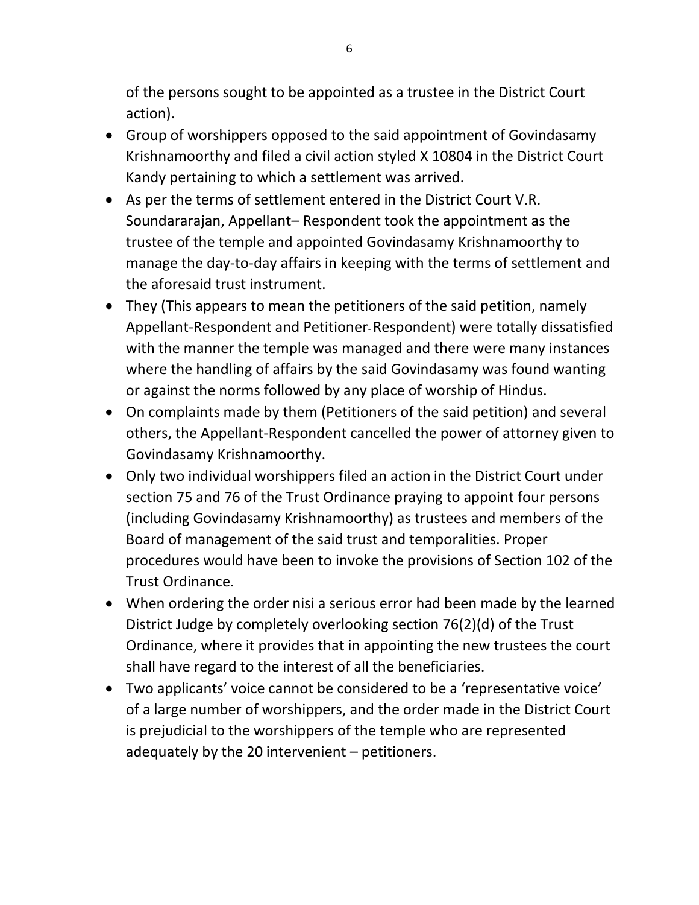of the persons sought to be appointed as a trustee in the District Court action).

- Group of worshippers opposed to the said appointment of Govindasamy Krishnamoorthy and filed a civil action styled X 10804 in the District Court Kandy pertaining to which a settlement was arrived.
- As per the terms of settlement entered in the District Court V.R. Soundararajan, Appellant– Respondent took the appointment as the trustee of the temple and appointed Govindasamy Krishnamoorthy to manage the day-to-day affairs in keeping with the terms of settlement and the aforesaid trust instrument.
- They (This appears to mean the petitioners of the said petition, namely Appellant-Respondent and Petitioner-Respondent) were totally dissatisfied with the manner the temple was managed and there were many instances where the handling of affairs by the said Govindasamy was found wanting or against the norms followed by any place of worship of Hindus.
- On complaints made by them (Petitioners of the said petition) and several others, the Appellant-Respondent cancelled the power of attorney given to Govindasamy Krishnamoorthy.
- Only two individual worshippers filed an action in the District Court under section 75 and 76 of the Trust Ordinance praying to appoint four persons (including Govindasamy Krishnamoorthy) as trustees and members of the Board of management of the said trust and temporalities. Proper procedures would have been to invoke the provisions of Section 102 of the Trust Ordinance.
- When ordering the order nisi a serious error had been made by the learned District Judge by completely overlooking section 76(2)(d) of the Trust Ordinance, where it provides that in appointing the new trustees the court shall have regard to the interest of all the beneficiaries.
- Two applicants' voice cannot be considered to be a 'representative voice' of a large number of worshippers, and the order made in the District Court is prejudicial to the worshippers of the temple who are represented adequately by the 20 intervenient – petitioners.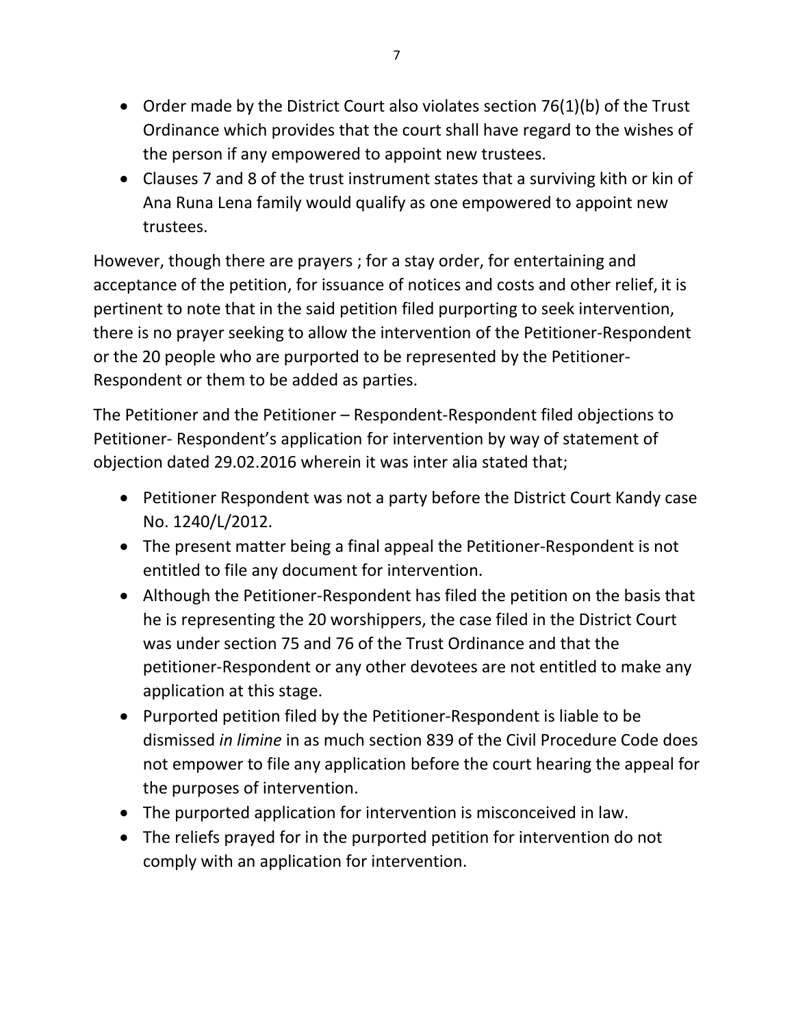- Order made by the District Court also violates section 76(1)(b) of the Trust Ordinance which provides that the court shall have regard to the wishes of the person if any empowered to appoint new trustees.
- Clauses 7 and 8 of the trust instrument states that a surviving kith or kin of Ana Runa Lena family would qualify as one empowered to appoint new trustees.

However, though there are prayers ; for a stay order, for entertaining and acceptance of the petition, for issuance of notices and costs and other relief, it is pertinent to note that in the said petition filed purporting to seek intervention, there is no prayer seeking to allow the intervention of the Petitioner-Respondent or the 20 people who are purported to be represented by the Petitioner-Respondent or them to be added as parties.

The Petitioner and the Petitioner – Respondent-Respondent filed objections to Petitioner- Respondent's application for intervention by way of statement of objection dated 29.02.2016 wherein it was inter alia stated that;

- Petitioner Respondent was not a party before the District Court Kandy case No. 1240/L/2012.
- The present matter being a final appeal the Petitioner-Respondent is not entitled to file any document for intervention.
- Although the Petitioner-Respondent has filed the petition on the basis that he is representing the 20 worshippers, the case filed in the District Court was under section 75 and 76 of the Trust Ordinance and that the petitioner-Respondent or any other devotees are not entitled to make any application at this stage.
- Purported petition filed by the Petitioner-Respondent is liable to be dismissed *in limine* in as much section 839 of the Civil Procedure Code does not empower to file any application before the court hearing the appeal for the purposes of intervention.
- The purported application for intervention is misconceived in law.
- The reliefs prayed for in the purported petition for intervention do not comply with an application for intervention.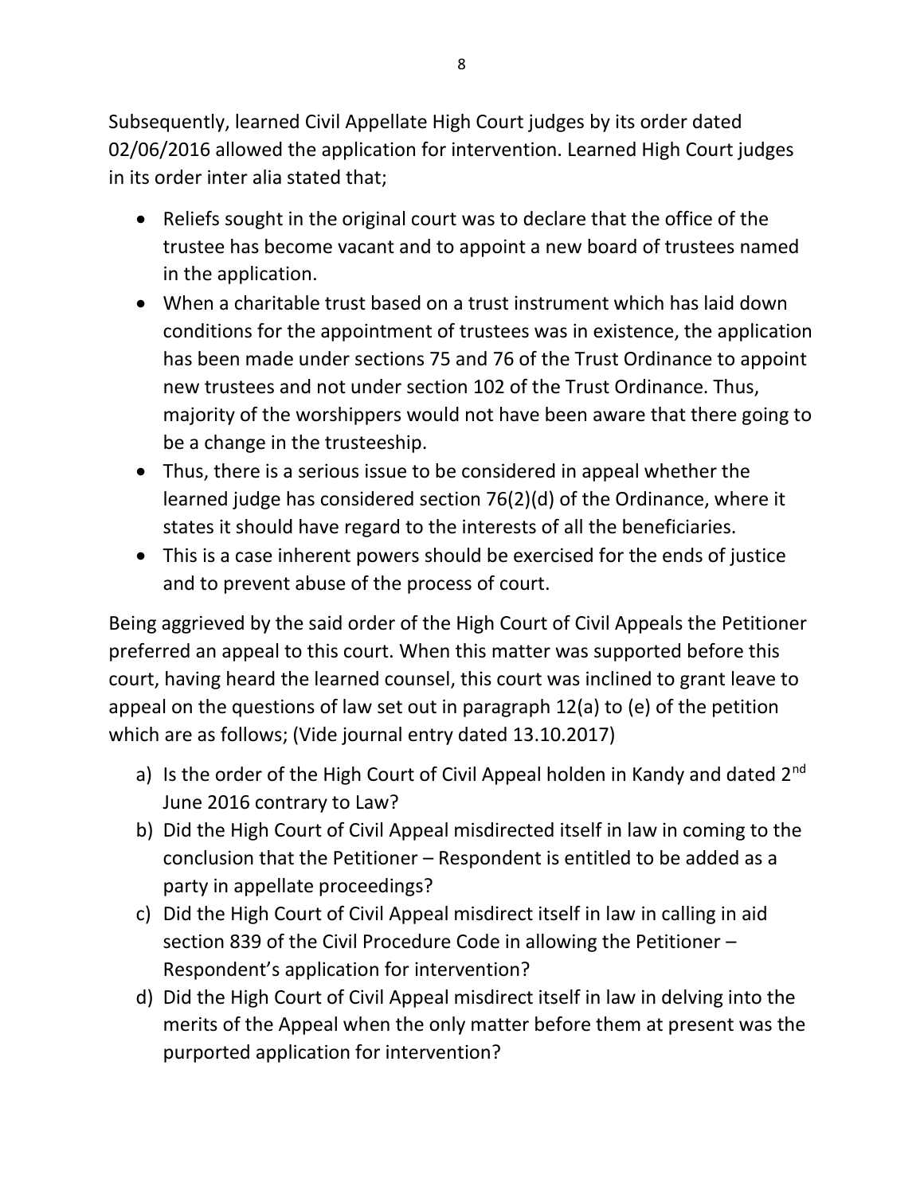Subsequently, learned Civil Appellate High Court judges by its order dated 02/06/2016 allowed the application for intervention. Learned High Court judges in its order inter alia stated that;

- Reliefs sought in the original court was to declare that the office of the trustee has become vacant and to appoint a new board of trustees named in the application.
- When a charitable trust based on a trust instrument which has laid down conditions for the appointment of trustees was in existence, the application has been made under sections 75 and 76 of the Trust Ordinance to appoint new trustees and not under section 102 of the Trust Ordinance. Thus, majority of the worshippers would not have been aware that there going to be a change in the trusteeship.
- Thus, there is a serious issue to be considered in appeal whether the learned judge has considered section 76(2)(d) of the Ordinance, where it states it should have regard to the interests of all the beneficiaries.
- This is a case inherent powers should be exercised for the ends of justice and to prevent abuse of the process of court.

Being aggrieved by the said order of the High Court of Civil Appeals the Petitioner preferred an appeal to this court. When this matter was supported before this court, having heard the learned counsel, this court was inclined to grant leave to appeal on the questions of law set out in paragraph 12(a) to (e) of the petition which are as follows; (Vide journal entry dated 13.10.2017)

a) Is the order of the High Court of Civil Appeal holden in Kandy and dated 2nd June 2016 contrary to Law?
b) Did the High Court of Civil Appeal misdirected itself in law in coming to the conclusion that the Petitioner – Respondent is entitled to be added as a party in appellate proceedings?
c) Did the High Court of Civil Appeal misdirect itself in law in calling in aid section 839 of the Civil Procedure Code in allowing the Petitioner – Respondent's application for intervention?
d) Did the High Court of Civil Appeal misdirect itself in law in delving into the merits of the Appeal when the only matter before them at present was the purported application for intervention?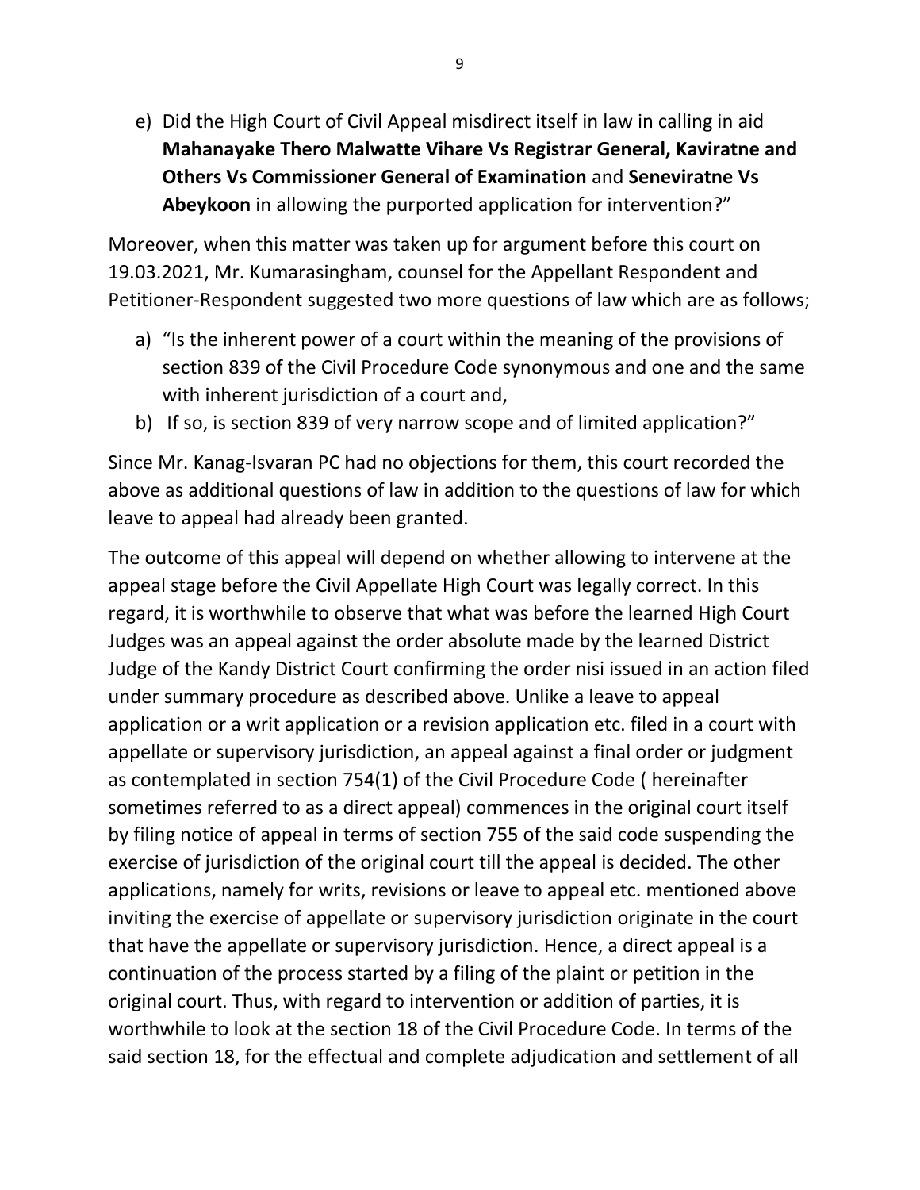e) Did the High Court of Civil Appeal misdirect itself in law in calling in aid **Mahanayake Thero Malwatte Vihare Vs Registrar General, Kaviratne and Others Vs Commissioner General of Examination** and **Seneviratne Vs Abeykoon** in allowing the purported application for intervention?"

Moreover, when this matter was taken up for argument before this court on 19.03.2021, Mr. Kumarasingham, counsel for the Appellant Respondent and Petitioner-Respondent suggested two more questions of law which are as follows;

a) "Is the inherent power of a court within the meaning of the provisions of section 839 of the Civil Procedure Code synonymous and one and the same with inherent jurisdiction of a court and,
b) If so, is section 839 of very narrow scope and of limited application?"

Since Mr. Kanag-Isvaran PC had no objections for them, this court recorded the above as additional questions of law in addition to the questions of law for which leave to appeal had already been granted.

The outcome of this appeal will depend on whether allowing to intervene at the appeal stage before the Civil Appellate High Court was legally correct. In this regard, it is worthwhile to observe that what was before the learned High Court Judges was an appeal against the order absolute made by the learned District Judge of the Kandy District Court confirming the order nisi issued in an action filed under summary procedure as described above. Unlike a leave to appeal application or a writ application or a revision application etc. filed in a court with appellate or supervisory jurisdiction, an appeal against a final order or judgment as contemplated in section 754(1) of the Civil Procedure Code ( hereinafter sometimes referred to as a direct appeal) commences in the original court itself by filing notice of appeal in terms of section 755 of the said code suspending the exercise of jurisdiction of the original court till the appeal is decided. The other applications, namely for writs, revisions or leave to appeal etc. mentioned above inviting the exercise of appellate or supervisory jurisdiction originate in the court that have the appellate or supervisory jurisdiction. Hence, a direct appeal is a continuation of the process started by a filing of the plaint or petition in the original court. Thus, with regard to intervention or addition of parties, it is worthwhile to look at the section 18 of the Civil Procedure Code. In terms of the said section 18, for the effectual and complete adjudication and settlement of all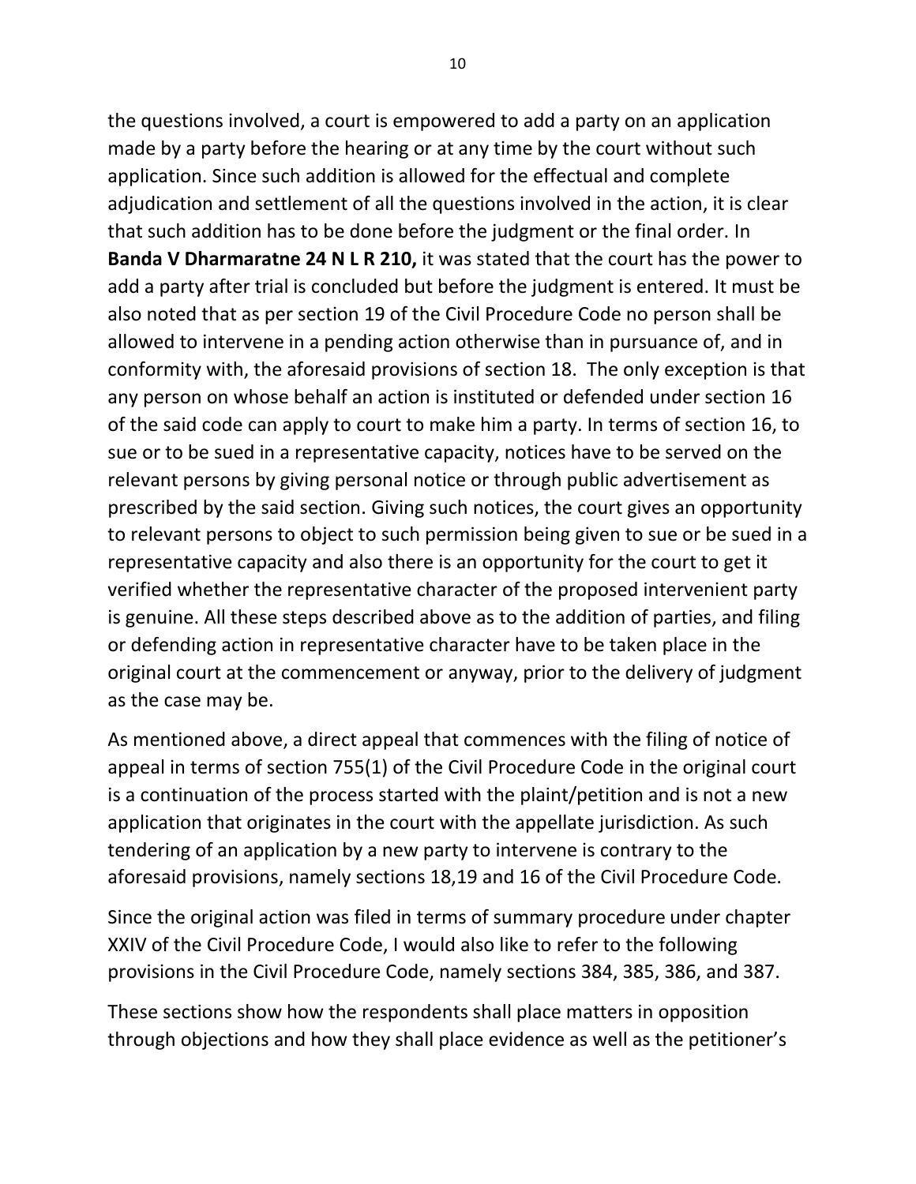the questions involved, a court is empowered to add a party on an application made by a party before the hearing or at any time by the court without such application. Since such addition is allowed for the effectual and complete adjudication and settlement of all the questions involved in the action, it is clear that such addition has to be done before the judgment or the final order. In **Banda V Dharmaratne 24 N L R 210,** it was stated that the court has the power to add a party after trial is concluded but before the judgment is entered. It must be also noted that as per section 19 of the Civil Procedure Code no person shall be allowed to intervene in a pending action otherwise than in pursuance of, and in conformity with, the aforesaid provisions of section 18. The only exception is that any person on whose behalf an action is instituted or defended under section 16 of the said code can apply to court to make him a party. In terms of section 16, to sue or to be sued in a representative capacity, notices have to be served on the relevant persons by giving personal notice or through public advertisement as prescribed by the said section. Giving such notices, the court gives an opportunity to relevant persons to object to such permission being given to sue or be sued in a representative capacity and also there is an opportunity for the court to get it verified whether the representative character of the proposed intervenient party is genuine. All these steps described above as to the addition of parties, and filing or defending action in representative character have to be taken place in the original court at the commencement or anyway, prior to the delivery of judgment as the case may be.

As mentioned above, a direct appeal that commences with the filing of notice of appeal in terms of section 755(1) of the Civil Procedure Code in the original court is a continuation of the process started with the plaint/petition and is not a new application that originates in the court with the appellate jurisdiction. As such tendering of an application by a new party to intervene is contrary to the aforesaid provisions, namely sections 18,19 and 16 of the Civil Procedure Code.

Since the original action was filed in terms of summary procedure under chapter XXIV of the Civil Procedure Code, I would also like to refer to the following provisions in the Civil Procedure Code, namely sections 384, 385, 386, and 387.

These sections show how the respondents shall place matters in opposition through objections and how they shall place evidence as well as the petitioner's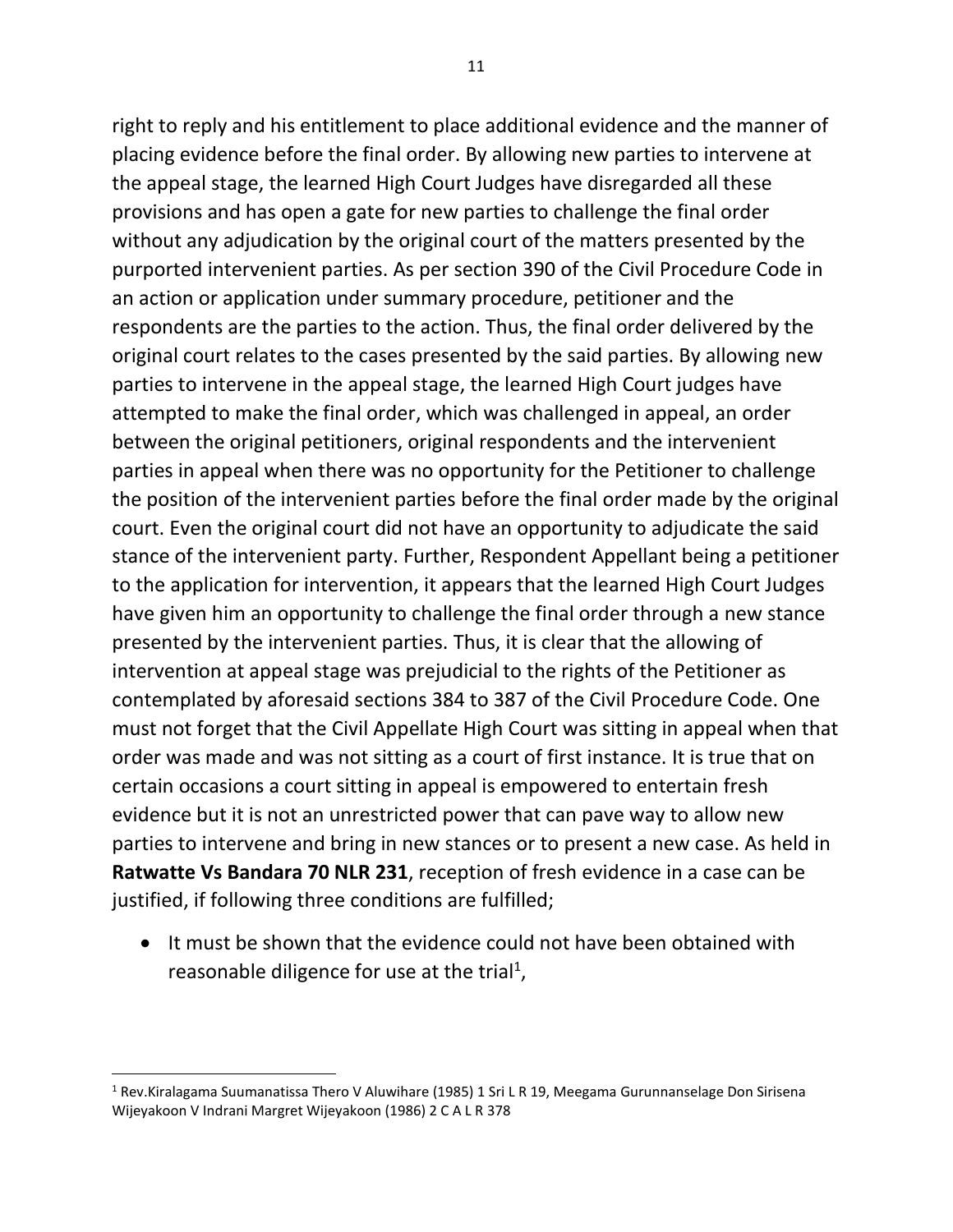right to reply and his entitlement to place additional evidence and the manner of placing evidence before the final order. By allowing new parties to intervene at the appeal stage, the learned High Court Judges have disregarded all these provisions and has open a gate for new parties to challenge the final order without any adjudication by the original court of the matters presented by the purported intervenient parties. As per section 390 of the Civil Procedure Code in an action or application under summary procedure, petitioner and the respondents are the parties to the action. Thus, the final order delivered by the original court relates to the cases presented by the said parties. By allowing new parties to intervene in the appeal stage, the learned High Court judges have attempted to make the final order, which was challenged in appeal, an order between the original petitioners, original respondents and the intervenient parties in appeal when there was no opportunity for the Petitioner to challenge the position of the intervenient parties before the final order made by the original court. Even the original court did not have an opportunity to adjudicate the said stance of the intervenient party. Further, Respondent Appellant being a petitioner to the application for intervention, it appears that the learned High Court Judges have given him an opportunity to challenge the final order through a new stance presented by the intervenient parties. Thus, it is clear that the allowing of intervention at appeal stage was prejudicial to the rights of the Petitioner as contemplated by aforesaid sections 384 to 387 of the Civil Procedure Code. One must not forget that the Civil Appellate High Court was sitting in appeal when that order was made and was not sitting as a court of first instance. It is true that on certain occasions a court sitting in appeal is empowered to entertain fresh evidence but it is not an unrestricted power that can pave way to allow new parties to intervene and bring in new stances or to present a new case. As held in **Ratwatte Vs Bandara 70 NLR 231**, reception of fresh evidence in a case can be justified, if following three conditions are fulfilled;

- It must be shown that the evidence could not have been obtained with reasonable diligence for use at the trial[1],

---

[1] Rev.Kiralagama Suumanatissa Thero V Aluwihare (1985) 1 Sri L R 19, Meegama Gurunnanselage Don Sirisena Wijeyakoon V Indrani Margret Wijeyakoon (1986) 2 C A L R 378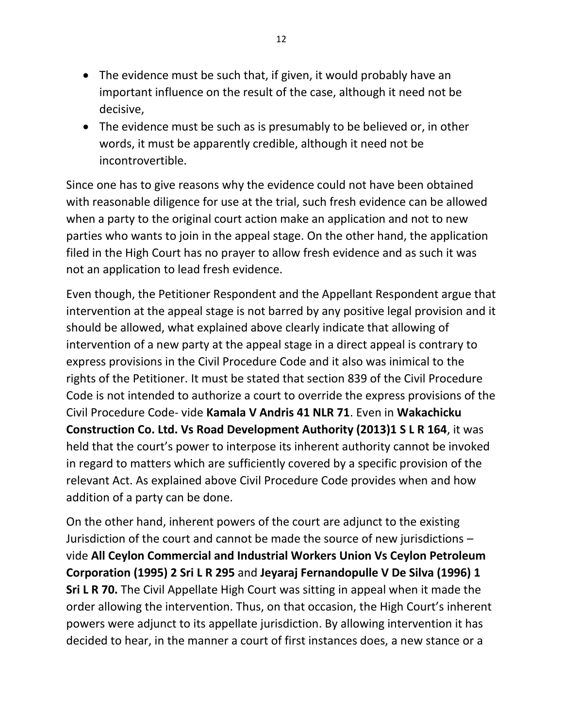- The evidence must be such that, if given, it would probably have an important influence on the result of the case, although it need not be decisive,
- The evidence must be such as is presumably to be believed or, in other words, it must be apparently credible, although it need not be incontrovertible.

Since one has to give reasons why the evidence could not have been obtained with reasonable diligence for use at the trial, such fresh evidence can be allowed when a party to the original court action make an application and not to new parties who wants to join in the appeal stage. On the other hand, the application filed in the High Court has no prayer to allow fresh evidence and as such it was not an application to lead fresh evidence.

Even though, the Petitioner Respondent and the Appellant Respondent argue that intervention at the appeal stage is not barred by any positive legal provision and it should be allowed, what explained above clearly indicate that allowing of intervention of a new party at the appeal stage in a direct appeal is contrary to express provisions in the Civil Procedure Code and it also was inimical to the rights of the Petitioner. It must be stated that section 839 of the Civil Procedure Code is not intended to authorize a court to override the express provisions of the Civil Procedure Code- vide **Kamala V Andris 41 NLR 71**. Even in **Wakachicku Construction Co. Ltd. Vs Road Development Authority (2013)1 S L R 164**, it was held that the court's power to interpose its inherent authority cannot be invoked in regard to matters which are sufficiently covered by a specific provision of the relevant Act. As explained above Civil Procedure Code provides when and how addition of a party can be done.

On the other hand, inherent powers of the court are adjunct to the existing Jurisdiction of the court and cannot be made the source of new jurisdictions – vide **All Ceylon Commercial and Industrial Workers Union Vs Ceylon Petroleum Corporation (1995) 2 Sri L R 295** and **Jeyaraj Fernandopulle V De Silva (1996) 1 Sri L R 70.** The Civil Appellate High Court was sitting in appeal when it made the order allowing the intervention. Thus, on that occasion, the High Court's inherent powers were adjunct to its appellate jurisdiction. By allowing intervention it has decided to hear, in the manner a court of first instances does, a new stance or a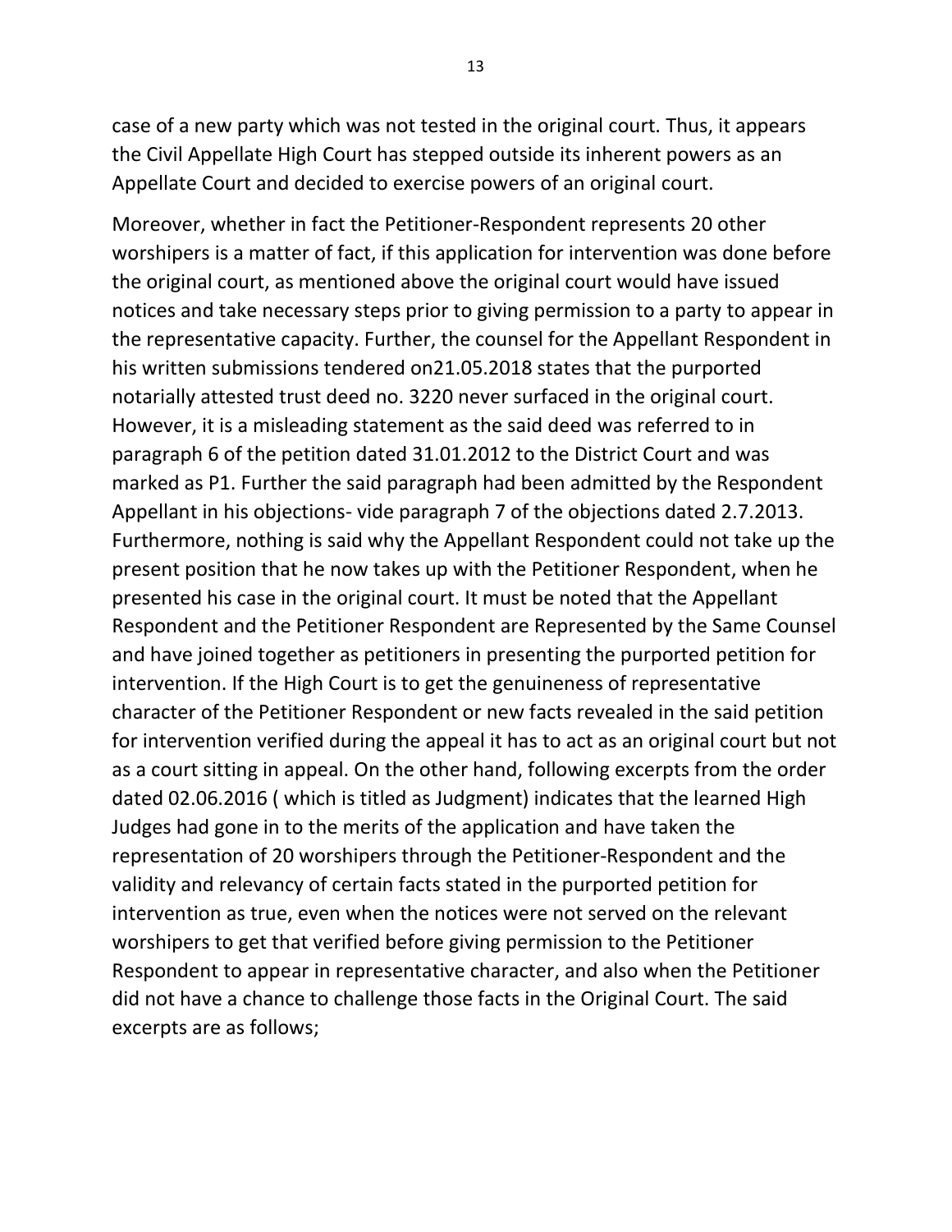case of a new party which was not tested in the original court. Thus, it appears the Civil Appellate High Court has stepped outside its inherent powers as an Appellate Court and decided to exercise powers of an original court.

Moreover, whether in fact the Petitioner-Respondent represents 20 other worshipers is a matter of fact, if this application for intervention was done before the original court, as mentioned above the original court would have issued notices and take necessary steps prior to giving permission to a party to appear in the representative capacity. Further, the counsel for the Appellant Respondent in his written submissions tendered on21.05.2018 states that the purported notarially attested trust deed no. 3220 never surfaced in the original court. However, it is a misleading statement as the said deed was referred to in paragraph 6 of the petition dated 31.01.2012 to the District Court and was marked as P1. Further the said paragraph had been admitted by the Respondent Appellant in his objections- vide paragraph 7 of the objections dated 2.7.2013. Furthermore, nothing is said why the Appellant Respondent could not take up the present position that he now takes up with the Petitioner Respondent, when he presented his case in the original court. It must be noted that the Appellant Respondent and the Petitioner Respondent are Represented by the Same Counsel and have joined together as petitioners in presenting the purported petition for intervention. If the High Court is to get the genuineness of representative character of the Petitioner Respondent or new facts revealed in the said petition for intervention verified during the appeal it has to act as an original court but not as a court sitting in appeal. On the other hand, following excerpts from the order dated 02.06.2016 ( which is titled as Judgment) indicates that the learned High Judges had gone in to the merits of the application and have taken the representation of 20 worshipers through the Petitioner-Respondent and the validity and relevancy of certain facts stated in the purported petition for intervention as true, even when the notices were not served on the relevant worshipers to get that verified before giving permission to the Petitioner Respondent to appear in representative character, and also when the Petitioner did not have a chance to challenge those facts in the Original Court. The said excerpts are as follows;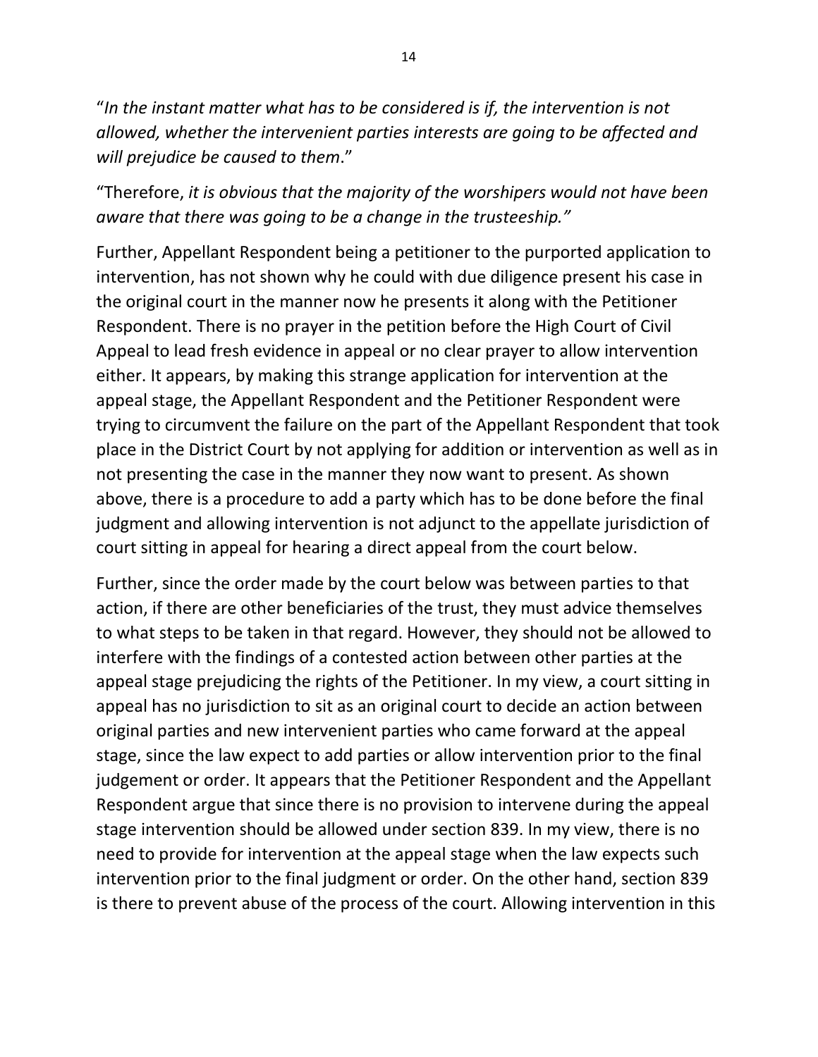"*In the instant matter what has to be considered is if, the intervention is not allowed, whether the intervenient parties interests are going to be affected and will prejudice be caused to them*."

"Therefore, *it is obvious that the majority of the worshipers would not have been aware that there was going to be a change in the trusteeship."*

Further, Appellant Respondent being a petitioner to the purported application to intervention, has not shown why he could with due diligence present his case in the original court in the manner now he presents it along with the Petitioner Respondent. There is no prayer in the petition before the High Court of Civil Appeal to lead fresh evidence in appeal or no clear prayer to allow intervention either. It appears, by making this strange application for intervention at the appeal stage, the Appellant Respondent and the Petitioner Respondent were trying to circumvent the failure on the part of the Appellant Respondent that took place in the District Court by not applying for addition or intervention as well as in not presenting the case in the manner they now want to present. As shown above, there is a procedure to add a party which has to be done before the final judgment and allowing intervention is not adjunct to the appellate jurisdiction of court sitting in appeal for hearing a direct appeal from the court below.

Further, since the order made by the court below was between parties to that action, if there are other beneficiaries of the trust, they must advice themselves to what steps to be taken in that regard. However, they should not be allowed to interfere with the findings of a contested action between other parties at the appeal stage prejudicing the rights of the Petitioner. In my view, a court sitting in appeal has no jurisdiction to sit as an original court to decide an action between original parties and new intervenient parties who came forward at the appeal stage, since the law expect to add parties or allow intervention prior to the final judgement or order. It appears that the Petitioner Respondent and the Appellant Respondent argue that since there is no provision to intervene during the appeal stage intervention should be allowed under section 839. In my view, there is no need to provide for intervention at the appeal stage when the law expects such intervention prior to the final judgment or order. On the other hand, section 839 is there to prevent abuse of the process of the court. Allowing intervention in this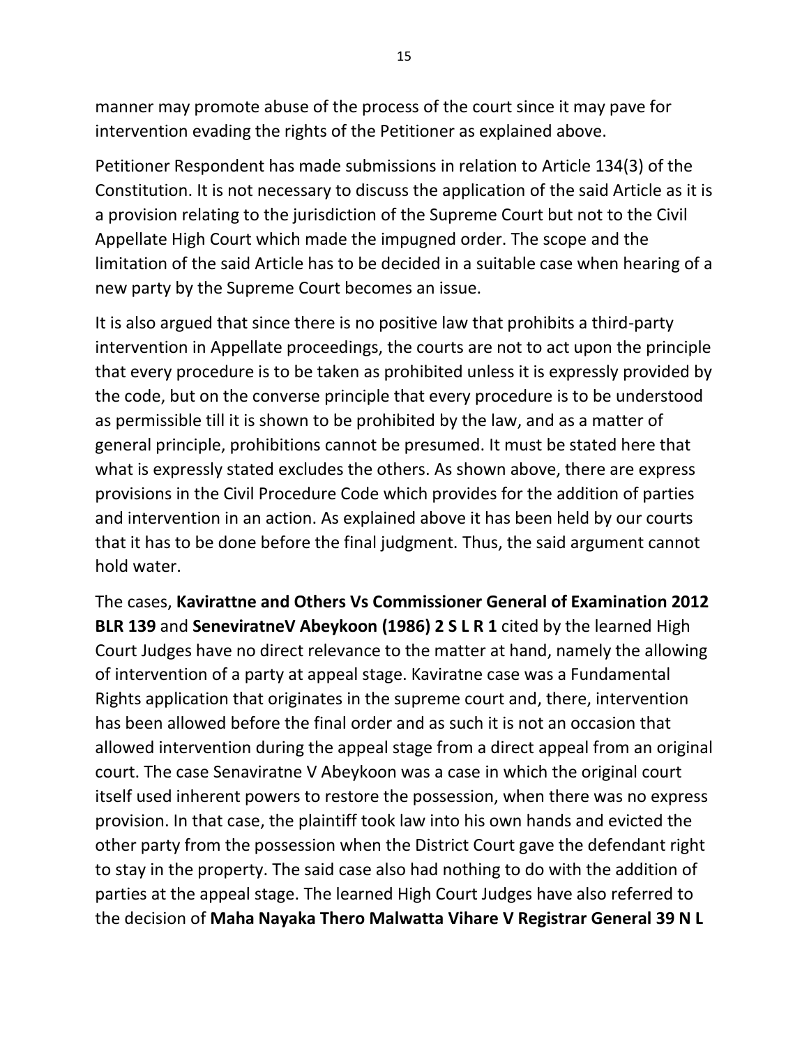manner may promote abuse of the process of the court since it may pave for intervention evading the rights of the Petitioner as explained above.

Petitioner Respondent has made submissions in relation to Article 134(3) of the Constitution. It is not necessary to discuss the application of the said Article as it is a provision relating to the jurisdiction of the Supreme Court but not to the Civil Appellate High Court which made the impugned order. The scope and the limitation of the said Article has to be decided in a suitable case when hearing of a new party by the Supreme Court becomes an issue.

It is also argued that since there is no positive law that prohibits a third-party intervention in Appellate proceedings, the courts are not to act upon the principle that every procedure is to be taken as prohibited unless it is expressly provided by the code, but on the converse principle that every procedure is to be understood as permissible till it is shown to be prohibited by the law, and as a matter of general principle, prohibitions cannot be presumed. It must be stated here that what is expressly stated excludes the others. As shown above, there are express provisions in the Civil Procedure Code which provides for the addition of parties and intervention in an action. As explained above it has been held by our courts that it has to be done before the final judgment. Thus, the said argument cannot hold water.

The cases, **Kavirattne and Others Vs Commissioner General of Examination 2012 BLR 139** and **SeneviratneV Abeykoon (1986) 2 S L R 1** cited by the learned High Court Judges have no direct relevance to the matter at hand, namely the allowing of intervention of a party at appeal stage. Kaviratne case was a Fundamental Rights application that originates in the supreme court and, there, intervention has been allowed before the final order and as such it is not an occasion that allowed intervention during the appeal stage from a direct appeal from an original court. The case Senaviratne V Abeykoon was a case in which the original court itself used inherent powers to restore the possession, when there was no express provision. In that case, the plaintiff took law into his own hands and evicted the other party from the possession when the District Court gave the defendant right to stay in the property. The said case also had nothing to do with the addition of parties at the appeal stage. The learned High Court Judges have also referred to the decision of **Maha Nayaka Thero Malwatta Vihare V Registrar General 39 N L**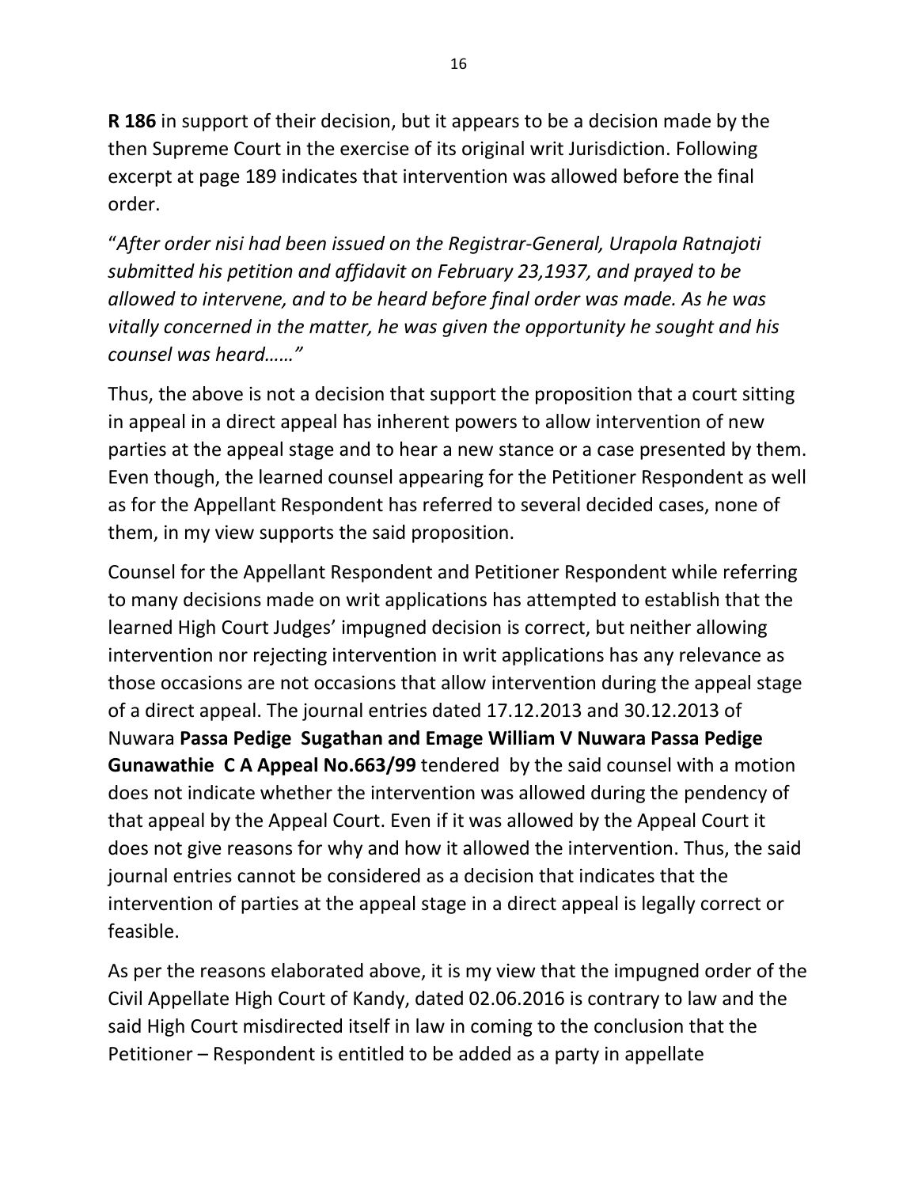**R 186** in support of their decision, but it appears to be a decision made by the then Supreme Court in the exercise of its original writ Jurisdiction. Following excerpt at page 189 indicates that intervention was allowed before the final order.

"*After order nisi had been issued on the Registrar-General, Urapola Ratnajoti submitted his petition and affidavit on February 23,1937, and prayed to be allowed to intervene, and to be heard before final order was made. As he was vitally concerned in the matter, he was given the opportunity he sought and his counsel was heard……"*

Thus, the above is not a decision that support the proposition that a court sitting in appeal in a direct appeal has inherent powers to allow intervention of new parties at the appeal stage and to hear a new stance or a case presented by them. Even though, the learned counsel appearing for the Petitioner Respondent as well as for the Appellant Respondent has referred to several decided cases, none of them, in my view supports the said proposition.

Counsel for the Appellant Respondent and Petitioner Respondent while referring to many decisions made on writ applications has attempted to establish that the learned High Court Judges' impugned decision is correct, but neither allowing intervention nor rejecting intervention in writ applications has any relevance as those occasions are not occasions that allow intervention during the appeal stage of a direct appeal. The journal entries dated 17.12.2013 and 30.12.2013 of Nuwara **Passa Pedige Sugathan and Emage William V Nuwara Passa Pedige Gunawathie C A Appeal No.663/99** tendered by the said counsel with a motion does not indicate whether the intervention was allowed during the pendency of that appeal by the Appeal Court. Even if it was allowed by the Appeal Court it does not give reasons for why and how it allowed the intervention. Thus, the said journal entries cannot be considered as a decision that indicates that the intervention of parties at the appeal stage in a direct appeal is legally correct or feasible.

As per the reasons elaborated above, it is my view that the impugned order of the Civil Appellate High Court of Kandy, dated 02.06.2016 is contrary to law and the said High Court misdirected itself in law in coming to the conclusion that the Petitioner – Respondent is entitled to be added as a party in appellate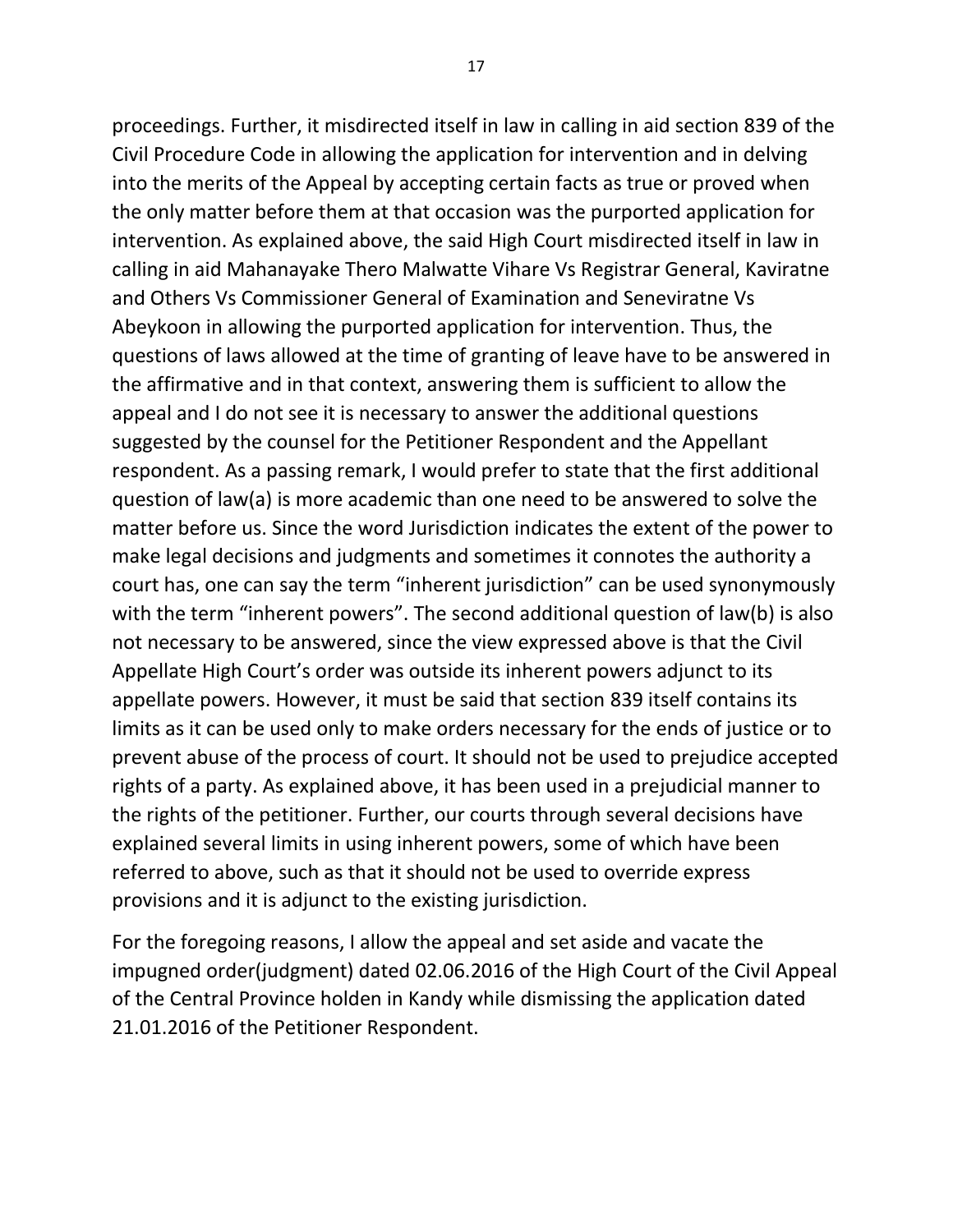proceedings. Further, it misdirected itself in law in calling in aid section 839 of the Civil Procedure Code in allowing the application for intervention and in delving into the merits of the Appeal by accepting certain facts as true or proved when the only matter before them at that occasion was the purported application for intervention. As explained above, the said High Court misdirected itself in law in calling in aid Mahanayake Thero Malwatte Vihare Vs Registrar General, Kaviratne and Others Vs Commissioner General of Examination and Seneviratne Vs Abeykoon in allowing the purported application for intervention. Thus, the questions of laws allowed at the time of granting of leave have to be answered in the affirmative and in that context, answering them is sufficient to allow the appeal and I do not see it is necessary to answer the additional questions suggested by the counsel for the Petitioner Respondent and the Appellant respondent. As a passing remark, I would prefer to state that the first additional question of law(a) is more academic than one need to be answered to solve the matter before us. Since the word Jurisdiction indicates the extent of the power to make legal decisions and judgments and sometimes it connotes the authority a court has, one can say the term "inherent jurisdiction" can be used synonymously with the term "inherent powers". The second additional question of law(b) is also not necessary to be answered, since the view expressed above is that the Civil Appellate High Court's order was outside its inherent powers adjunct to its appellate powers. However, it must be said that section 839 itself contains its limits as it can be used only to make orders necessary for the ends of justice or to prevent abuse of the process of court. It should not be used to prejudice accepted rights of a party. As explained above, it has been used in a prejudicial manner to the rights of the petitioner. Further, our courts through several decisions have explained several limits in using inherent powers, some of which have been referred to above, such as that it should not be used to override express provisions and it is adjunct to the existing jurisdiction.

For the foregoing reasons, I allow the appeal and set aside and vacate the impugned order(judgment) dated 02.06.2016 of the High Court of the Civil Appeal of the Central Province holden in Kandy while dismissing the application dated 21.01.2016 of the Petitioner Respondent.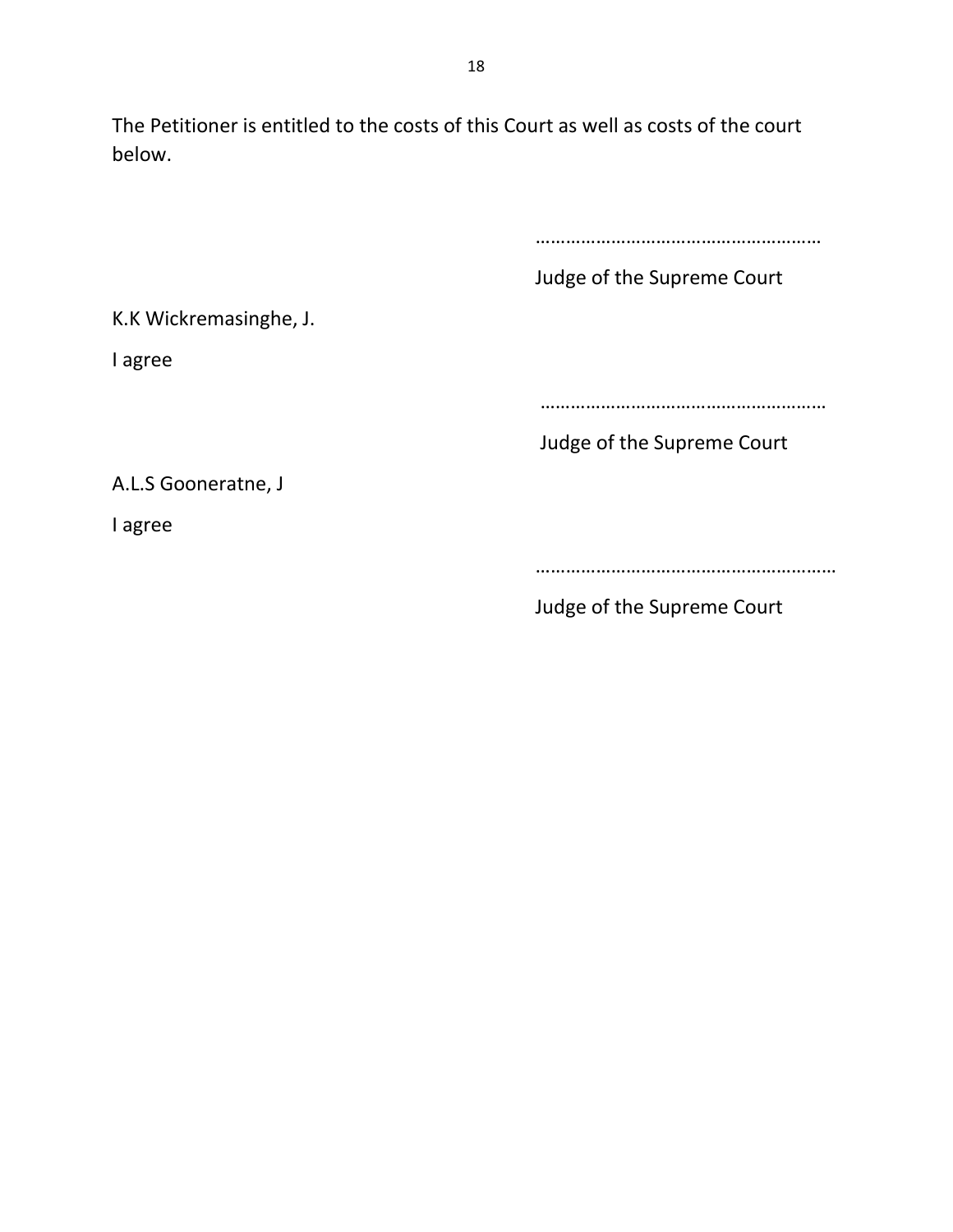The Petitioner is entitled to the costs of this Court as well as costs of the court below.

…………………………………………………

Judge of the Supreme Court

K.K Wickremasinghe, J.

I agree

…………………………………………………

Judge of the Supreme Court

A.L.S Gooneratne, J

I agree

……………………………………………………

Judge of the Supreme Court